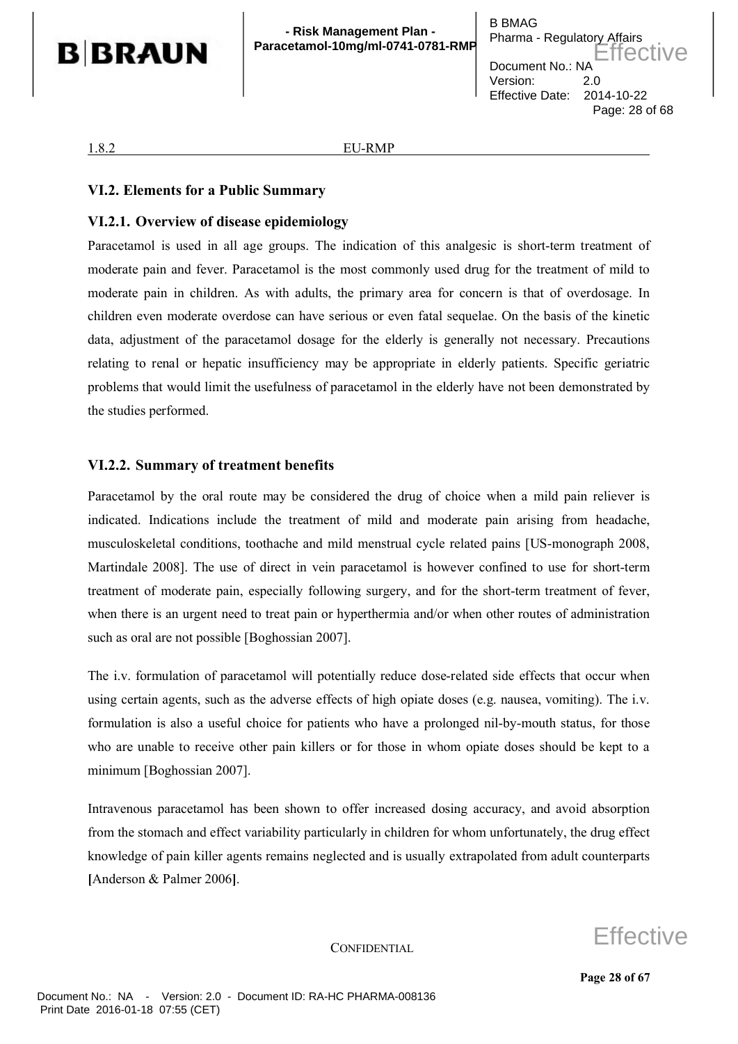## VI.2. Elements for a Public Summary

### VI.2.1. Overview of disease epidemiology

Paracetamol is used in all age groups. The indication of this analgesic is short-term treatment of moderate pain and fever. Paracetamol is the most commonly used drug for the treatment of mild to moderate pain in children. As with adults, the primary area for concern is that of overdosage. In children even moderate overdose can have serious or even fatal sequelae. On the basis of the kinetic data, adjustment of the paracetamol dosage for the elderly is generally not necessary. Precautions relating to renal or hepatic insufficiency may be appropriate in elderly patients. Specific geriatric problems that would limit the usefulness of paracetamol in the elderly have not been demonstrated by the studies performed.

### VI.2.2. Summary of treatment benefits

Paracetamol by the oral route may be considered the drug of choice when a mild pain reliever is indicated. Indications include the treatment of mild and moderate pain arising from headache, musculoskeletal conditions, toothache and mild menstrual cycle related pains [US-monograph 2008, Martindale 2008]. The use of direct in vein paracetamol is however confined to use for short-term treatment of moderate pain, especially following surgery, and for the short-term treatment of fever, when there is an urgent need to treat pain or hyperthermia and/or when other routes of administration such as oral are not possible [Boghossian 2007].

The i.v. formulation of paracetamol will potentially reduce dose-related side effects that occur when using certain agents, such as the adverse effects of high opiate doses (e.g. nausea, vomiting). The i.v. formulation is also a useful choice for patients who have a prolonged nil-by-mouth status, for those who are unable to receive other pain killers or for those in whom opiate doses should be kept to a minimum [Boghossian 2007].

Intravenous paracetamol has been shown to offer increased dosing accuracy, and avoid absorption from the stomach and effect variability particularly in children for whom unfortunately, the drug effect knowledge of pain killer agents remains neglected and is usually extrapolated from adult counterparts [Anderson & Palmer 2006].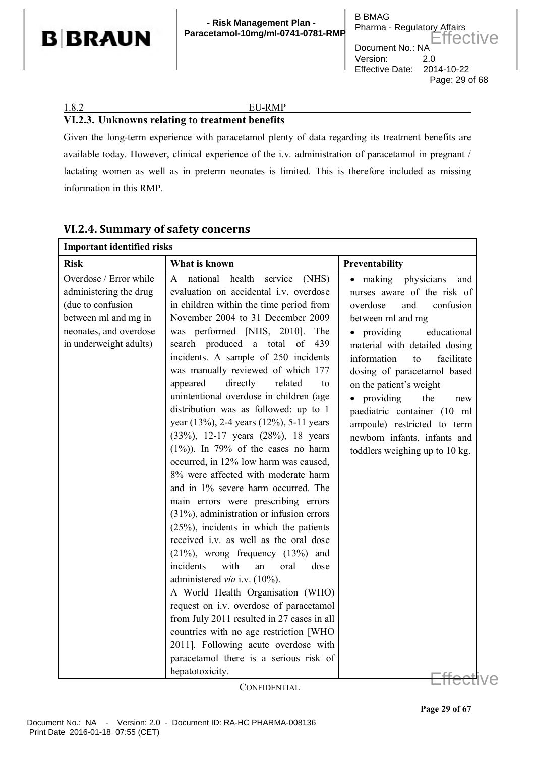1.8.2 EU-RMP

### VI.2.3. Unknowns relating to treatment benefits

Given the long-term experience with paracetamol plenty of data regarding its treatment benefits are available today. However, clinical experience of the i.v. administration of paracetamol in pregnant / lactating women as well as in preterm neonates is limited. This is therefore included as missing information in this RMP.

## VI.2.4. Summary of safety concerns

| **Important identified risks** | | |
|---|---|---|
| **Risk** | **What is known** | **Preventability** |
| Overdose / Error while administering the drug (due to confusion between ml and mg in neonates, and overdose in underweight adults) | A national health service (NHS) evaluation on accidental i.v. overdose in children within the time period from November 2004 to 31 December 2009 was performed [NHS, 2010]. The search produced a total of 439 incidents. A sample of 250 incidents was manually reviewed of which 177 appeared directly related to unintentional overdose in children (age distribution was as followed: up to 1 year (13%), 2-4 years (12%), 5-11 years (33%), 12-17 years (28%), 18 years (1%)). In 79% of the cases no harm occurred, in 12% low harm was caused, 8% were affected with moderate harm and in 1% severe harm occurred. The main errors were prescribing errors (31%), administration or infusion errors (25%), incidents in which the patients received i.v. as well as the oral dose (21%), wrong frequency (13%) and incidents with an oral dose administered *via* i.v. (10%).<br>A World Health Organisation (WHO) request on i.v. overdose of paracetamol from July 2011 resulted in 27 cases in all countries with no age restriction [WHO 2011]. Following acute overdose with paracetamol there is a serious risk of hepatotoxicity. | • making physicians and nurses aware of the risk of overdose and confusion between ml and mg<br>• providing educational material with detailed dosing information to facilitate dosing of paracetamol based on the patient's weight<br>• providing the new paediatric container (10 ml ampoule) restricted to term newborn infants, infants and toddlers weighing up to 10 kg. |

CONFIDENTIAL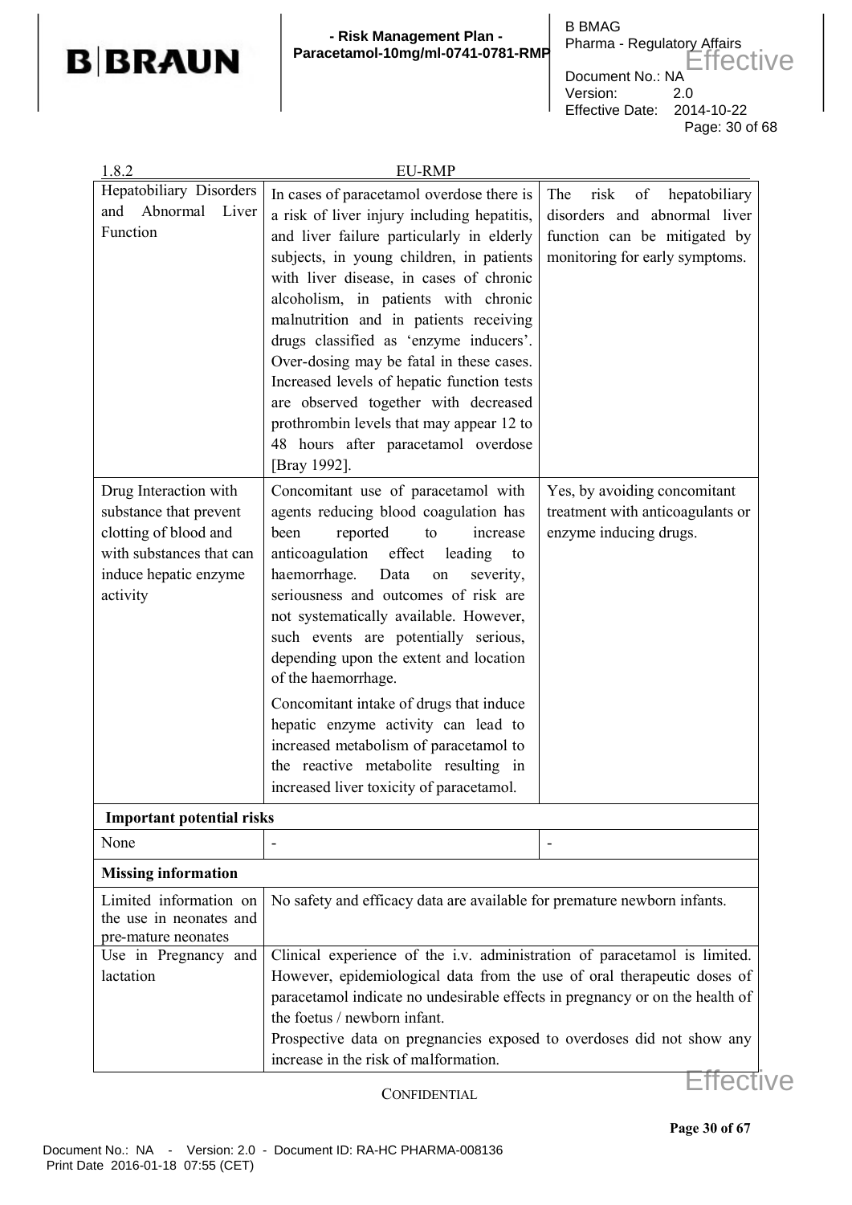1.8.2 EU-RMP

| | | |
|---|---|---|
| Hepatobiliary Disorders and Abnormal Liver Function | In cases of paracetamol overdose there is a risk of liver injury including hepatitis, and liver failure particularly in elderly subjects, in young children, in patients with liver disease, in cases of chronic alcoholism, in patients with chronic malnutrition and in patients receiving drugs classified as 'enzyme inducers'. Over-dosing may be fatal in these cases. Increased levels of hepatic function tests are observed together with decreased prothrombin levels that may appear 12 to 48 hours after paracetamol overdose [Bray 1992]. | The risk of hepatobiliary disorders and abnormal liver function can be mitigated by monitoring for early symptoms. |
| Drug Interaction with substance that prevent clotting of blood and with substances that can induce hepatic enzyme activity | Concomitant use of paracetamol with agents reducing blood coagulation has been reported to increase anticoagulation effect leading to haemorrhage. Data on severity, seriousness and outcomes of risk are not systematically available. However, such events are potentially serious, depending upon the extent and location of the haemorrhage.<br><br>Concomitant intake of drugs that induce hepatic enzyme activity can lead to increased metabolism of paracetamol to the reactive metabolite resulting in increased liver toxicity of paracetamol. | Yes, by avoiding concomitant treatment with anticoagulants or enzyme inducing drugs. |
| **Important potential risks** | | |
| None | - | - |
| **Missing information** | | |
| Limited information on the use in neonates and pre-mature neonates | No safety and efficacy data are available for premature newborn infants. | |
| Use in Pregnancy and lactation | Clinical experience of the i.v. administration of paracetamol is limited. However, epidemiological data from the use of oral therapeutic doses of paracetamol indicate no undesirable effects in pregnancy or on the health of the foetus / newborn infant.<br>Prospective data on pregnancies exposed to overdoses did not show any increase in the risk of malformation. | |

CONFIDENTIAL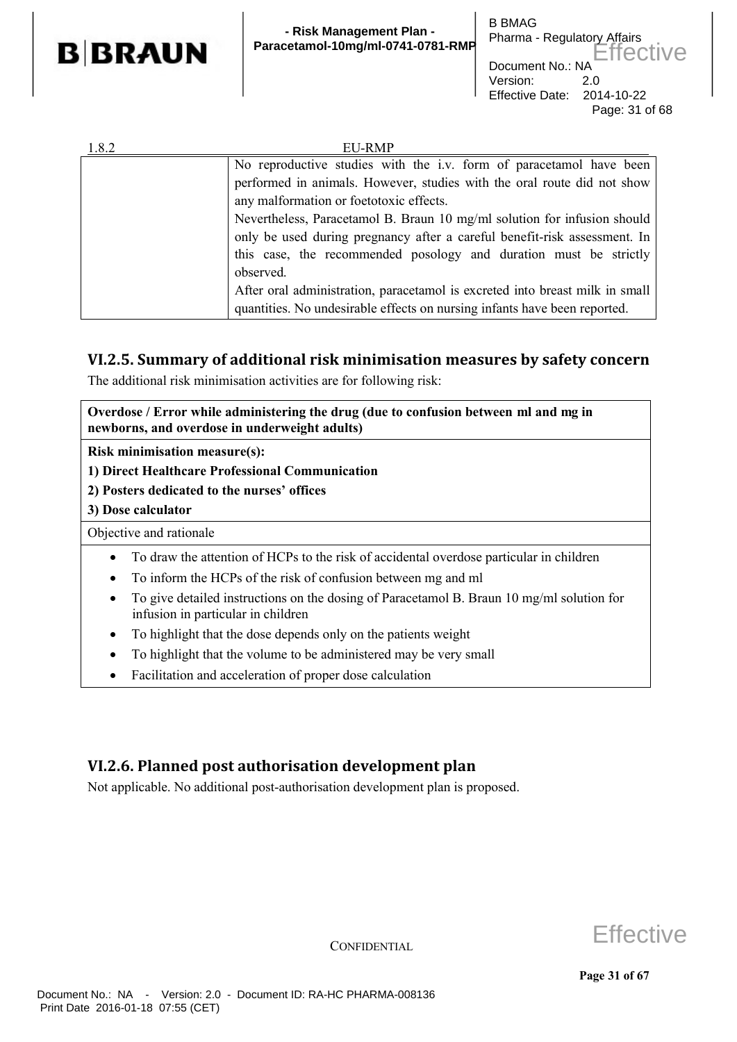| | No reproductive studies with the i.v. form of paracetamol have been performed in animals. However, studies with the oral route did not show any malformation or foetotoxic effects. Nevertheless, Paracetamol B. Braun 10 mg/ml solution for infusion should only be used during pregnancy after a careful benefit-risk assessment. In this case, the recommended posology and duration must be strictly observed. After oral administration, paracetamol is excreted into breast milk in small quantities. No undesirable effects on nursing infants have been reported. |
|---|---|

## VI.2.5. Summary of additional risk minimisation measures by safety concern

The additional risk minimisation activities are for following risk:

| **Overdose / Error while administering the drug (due to confusion between ml and mg in newborns, and overdose in underweight adults)** |
|---|
| **Risk minimisation measure(s):**<br>**1) Direct Healthcare Professional Communication**<br>**2) Posters dedicated to the nurses' offices**<br>**3) Dose calculator** |
| Objective and rationale |
| • To draw the attention of HCPs to the risk of accidental overdose particular in children<br>• To inform the HCPs of the risk of confusion between mg and ml<br>• To give detailed instructions on the dosing of Paracetamol B. Braun 10 mg/ml solution for infusion in particular in children<br>• To highlight that the dose depends only on the patients weight<br>• To highlight that the volume to be administered may be very small<br>• Facilitation and acceleration of proper dose calculation |

## VI.2.6. Planned post authorisation development plan

Not applicable. No additional post-authorisation development plan is proposed.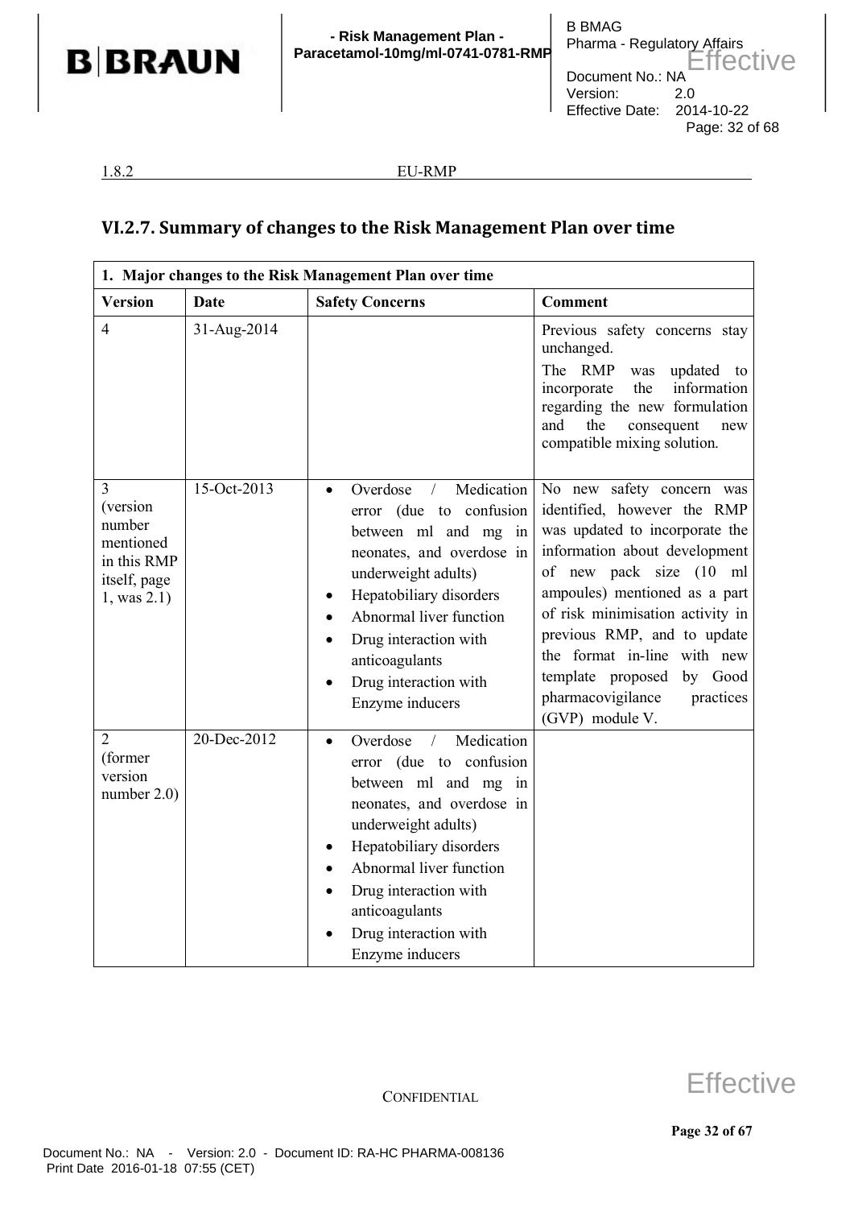1.8.2 EU-RMP

## VI.2.7. Summary of changes to the Risk Management Plan over time

| 1. Major changes to the Risk Management Plan over time | | | |
|---|---|---|---|
| **Version** | **Date** | **Safety Concerns** | **Comment** |
| 4 | 31-Aug-2014 | | Previous safety concerns stay unchanged.<br>The RMP was updated to incorporate the information regarding the new formulation and the consequent new compatible mixing solution. |
| 3 (version number mentioned in this RMP itself, page 1, was 2.1) | 15-Oct-2013 | • Overdose / Medication error (due to confusion between ml and mg in neonates, and overdose in underweight adults)<br>• Hepatobiliary disorders<br>• Abnormal liver function<br>• Drug interaction with anticoagulants<br>• Drug interaction with Enzyme inducers | No new safety concern was identified, however the RMP was updated to incorporate the information about development of new pack size (10 ml ampoules) mentioned as a part of risk minimisation activity in previous RMP, and to update the format in-line with new template proposed by Good pharmacovigilance practices (GVP) module V. |
| 2 (former version number 2.0) | 20-Dec-2012 | • Overdose / Medication error (due to confusion between ml and mg in neonates, and overdose in underweight adults)<br>• Hepatobiliary disorders<br>• Abnormal liver function<br>• Drug interaction with anticoagulants<br>• Drug interaction with Enzyme inducers | |

CONFIDENTIAL